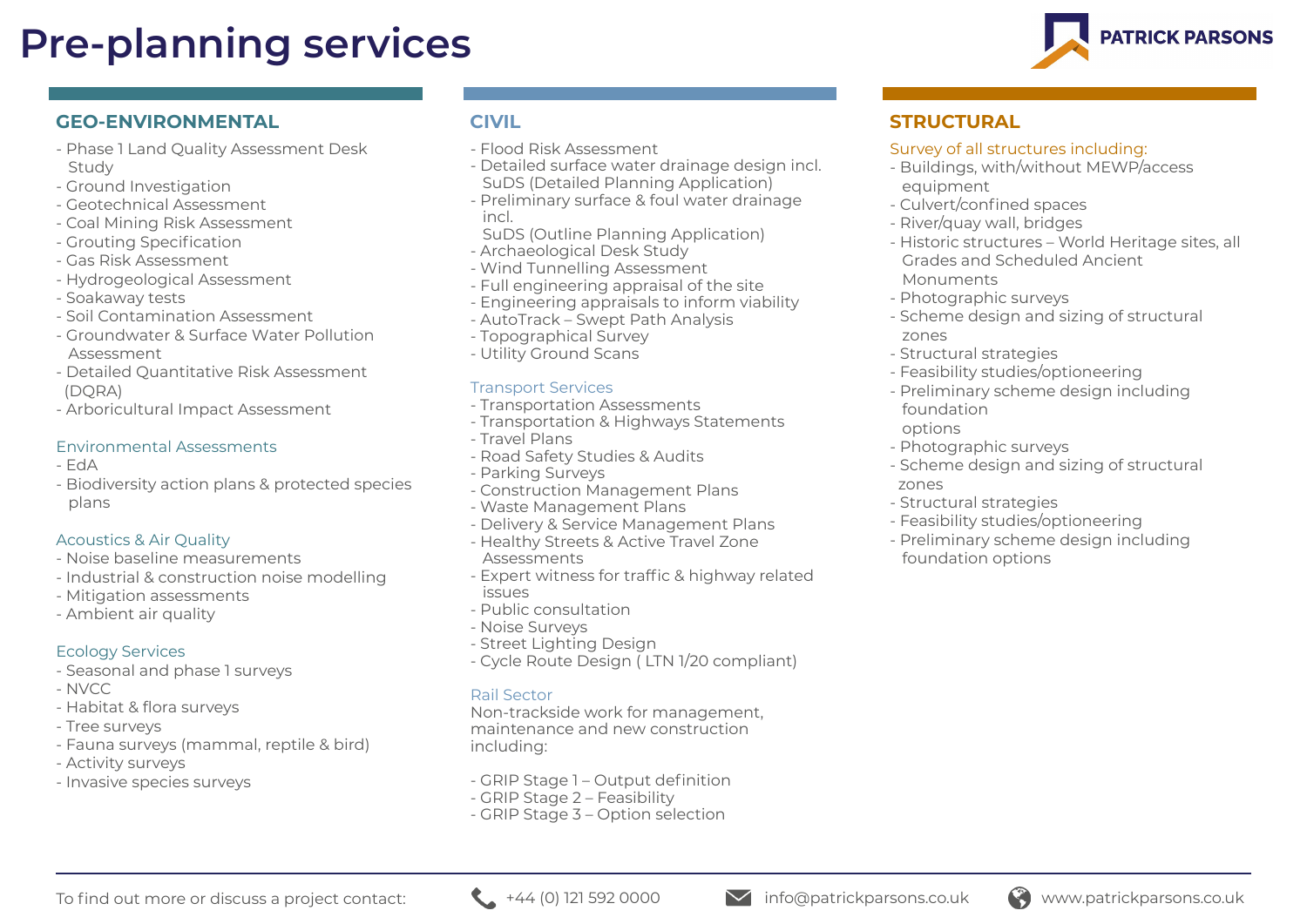# Pre-planning services

PATRICK PARSONS

## GEO-ENVIRONMENTAL

- Phase 1 Land Quality Assessment Desk Study
- Ground Investigation
- Geotechnical Assessment
- Coal Mining Risk Assessment
- Grouting Specification
- Gas Risk Assessment
- Hydrogeological Assessment
- Soakaway tests
- Soil Contamination Assessment
- Groundwater & Surface Water Pollution Assessment
- Detailed Quantitative Risk Assessment (DQRA)
- Arboricultural Impact Assessment

### Environmental Assessments

- EdA
- Biodiversity action plans & protected species plans

### Acoustics & Air Quality

- Noise baseline measurements
- Industrial & construction noise modelling
- Mitigation assessments
- Ambient air quality

### Ecology Services

- Seasonal and phase 1 surveys
- NVCC
- Habitat & flora surveys
- Tree surveys
- Fauna surveys (mammal, reptile & bird)
- Activity surveys
- Invasive species surveys

## CIVIL

- Flood Risk Assessment
- Detailed surface water drainage design incl. SuDS (Detailed Planning Application)
- Preliminary surface & foul water drainage incl. SuDS (Outline Planning Application)
- Archaeological Desk Study
- Wind Tunnelling Assessment
- Full engineering appraisal of the site
- Engineering appraisals to inform viability
- AutoTrack – Swept Path Analysis
- Topographical Survey
- Utility Ground Scans

### Transport Services

- Transportation Assessments
- Transportation & Highways Statements
- Travel Plans
- Road Safety Studies & Audits
- Parking Surveys
- Construction Management Plans
- Waste Management Plans
- Delivery & Service Management Plans
- Healthy Streets & Active Travel Zone Assessments
- Expert witness for traffic & highway related issues
- Public consultation
- Noise Surveys
- Street Lighting Design
- Cycle Route Design ( LTN 1/20 compliant)

### Rail Sector

Non-trackside work for management, maintenance and new construction including:

- GRIP Stage 1 – Output definition
- GRIP Stage 2 – Feasibility
- GRIP Stage 3 – Option selection

## STRUCTURAL

Survey of all structures including:

- Buildings, with/without MEWP/access equipment
- Culvert/confined spaces
- River/quay wall, bridges
- Historic structures – World Heritage sites, all Grades and Scheduled Ancient Monuments
- Photographic surveys
- Scheme design and sizing of structural zones
- Structural strategies
- Feasibility studies/optioneering
- Preliminary scheme design including foundation options
- Photographic surveys
- Scheme design and sizing of structural zones
- Structural strategies
- Feasibility studies/optioneering
- Preliminary scheme design including foundation options

To find out more or discuss a project contact: +44 (0) 121 592 0000 | info@patrickparsons.co.uk | www.patrickparsons.co.uk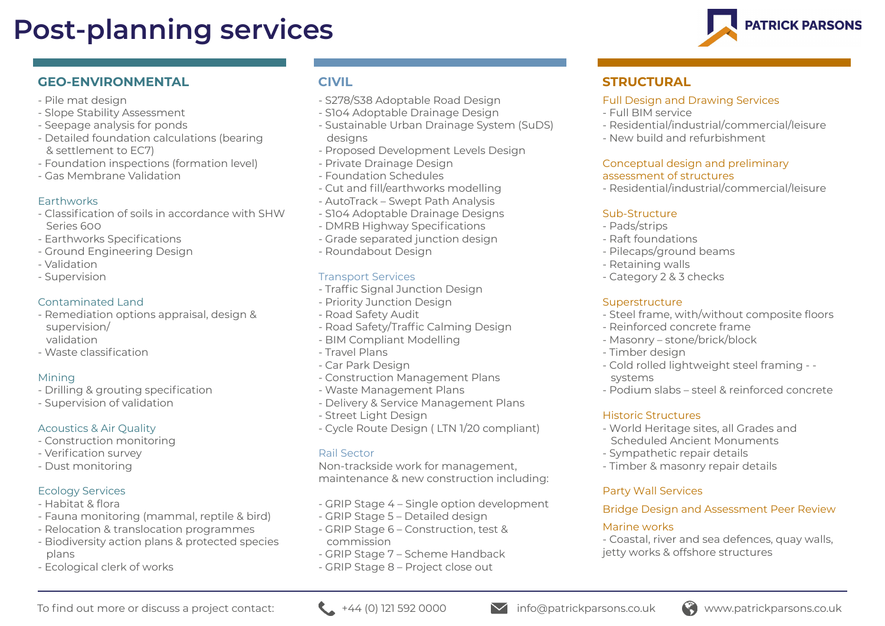# Post-planning services

PATRICK PARSONS

## GEO-ENVIRONMENTAL

- Pile mat design
- Slope Stability Assessment
- Seepage analysis for ponds
- Detailed foundation calculations (bearing & settlement to EC7)
- Foundation inspections (formation level)
- Gas Membrane Validation

### Earthworks

- Classification of soils in accordance with SHW Series 600
- Earthworks Specifications
- Ground Engineering Design
- Validation
- Supervision

### Contaminated Land

- Remediation options appraisal, design & supervision/ validation
- Waste classification

### Mining

- Drilling & grouting specification
- Supervision of validation

### Acoustics & Air Quality

- Construction monitoring
- Verification survey
- Dust monitoring

### Ecology Services

- Habitat & flora
- Fauna monitoring (mammal, reptile & bird)
- Relocation & translocation programmes
- Biodiversity action plans & protected species plans
- Ecological clerk of works

## CIVIL

- S278/S38 Adoptable Road Design
- S104 Adoptable Drainage Design
- Sustainable Urban Drainage System (SuDS) designs
- Proposed Development Levels Design
- Private Drainage Design
- Foundation Schedules
- Cut and fill/earthworks modelling
- AutoTrack – Swept Path Analysis
- S104 Adoptable Drainage Designs
- DMRB Highway Specifications
- Grade separated junction design
- Roundabout Design

### Transport Services

- Traffic Signal Junction Design
- Priority Junction Design
- Road Safety Audit
- Road Safety/Traffic Calming Design
- BIM Compliant Modelling
- Travel Plans
- Car Park Design
- Construction Management Plans
- Waste Management Plans
- Delivery & Service Management Plans
- Street Light Design
- Cycle Route Design ( LTN 1/20 compliant)

### Rail Sector

Non-trackside work for management, maintenance & new construction including:

- GRIP Stage 4 – Single option development
- GRIP Stage 5 – Detailed design
- GRIP Stage 6 – Construction, test & commission
- GRIP Stage 7 – Scheme Handback
- GRIP Stage 8 – Project close out

## STRUCTURAL

### Full Design and Drawing Services

- Full BIM service
- Residential/industrial/commercial/leisure
- New build and refurbishment

### Conceptual design and preliminary assessment of structures

- Residential/industrial/commercial/leisure

### Sub-Structure

- Pads/strips
- Raft foundations
- Pilecaps/ground beams
- Retaining walls
- Category 2 & 3 checks

### Superstructure

- Steel frame, with/without composite floors
- Reinforced concrete frame
- Masonry – stone/brick/block
- Timber design
- Cold rolled lightweight steel framing - - systems
- Podium slabs – steel & reinforced concrete

### Historic Structures

- World Heritage sites, all Grades and Scheduled Ancient Monuments
- Sympathetic repair details
- Timber & masonry repair details

### Party Wall Services

### Bridge Design and Assessment Peer Review

### Marine works

- Coastal, river and sea defences, quay walls, jetty works & offshore structures

---

To find out more or discuss a project contact: +44 (0) 121 592 0000 | info@patrickparsons.co.uk | www.patrickparsons.co.uk